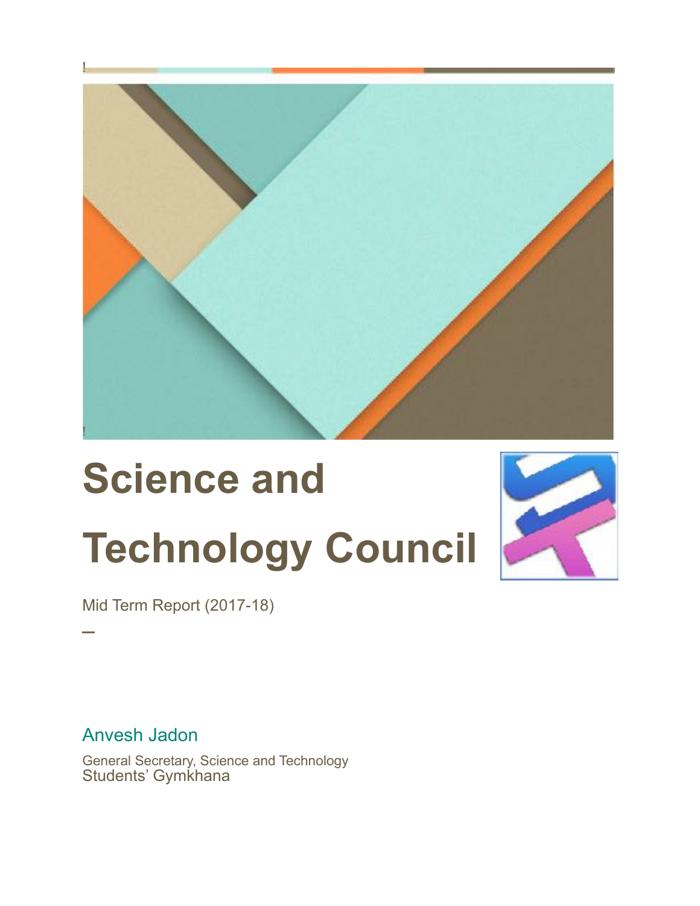# Science and Technology Council

Mid Term Report (2017-18)

—

Anvesh Jadon

General Secretary, Science and Technology
Students' Gymkhana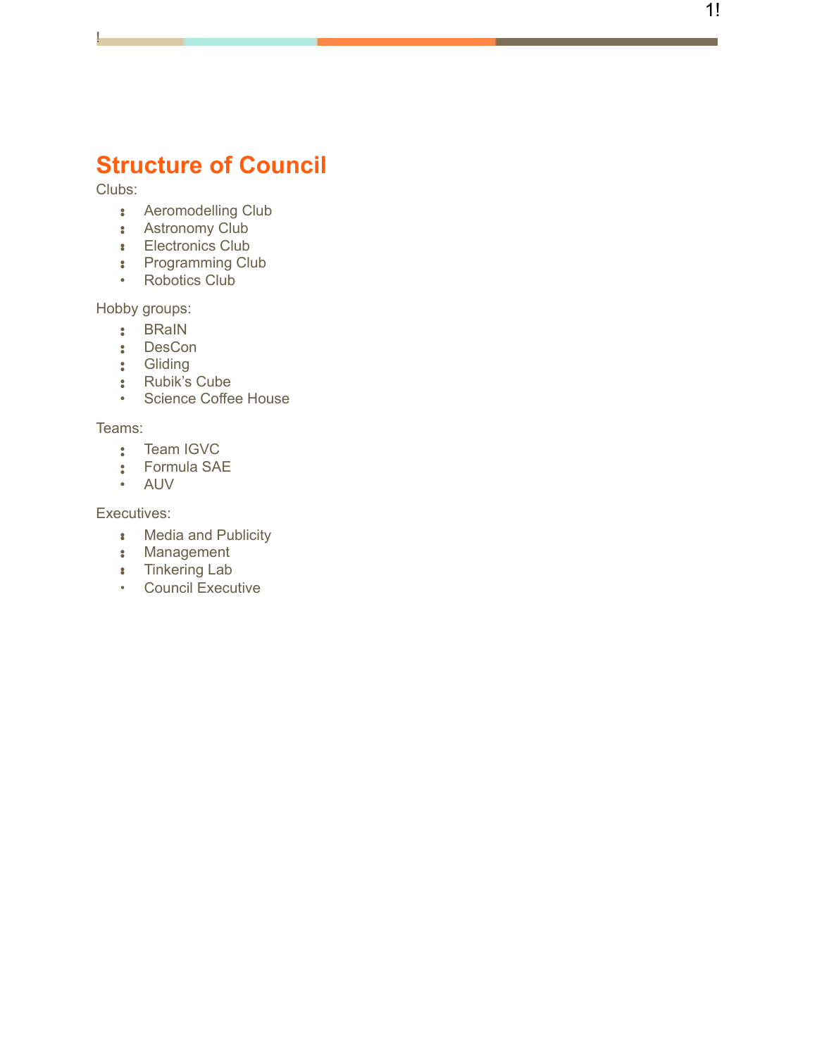## Structure of Council

Clubs:

- Aeromodelling Club
- Astronomy Club
- Electronics Club
- Programming Club
- Robotics Club

Hobby groups:

- BRaIN
- DesCon
- Gliding
- Rubik's Cube
- Science Coffee House

Teams:

- Team IGVC
- Formula SAE
- AUV

Executives:

- Media and Publicity
- Management
- Tinkering Lab
- Council Executive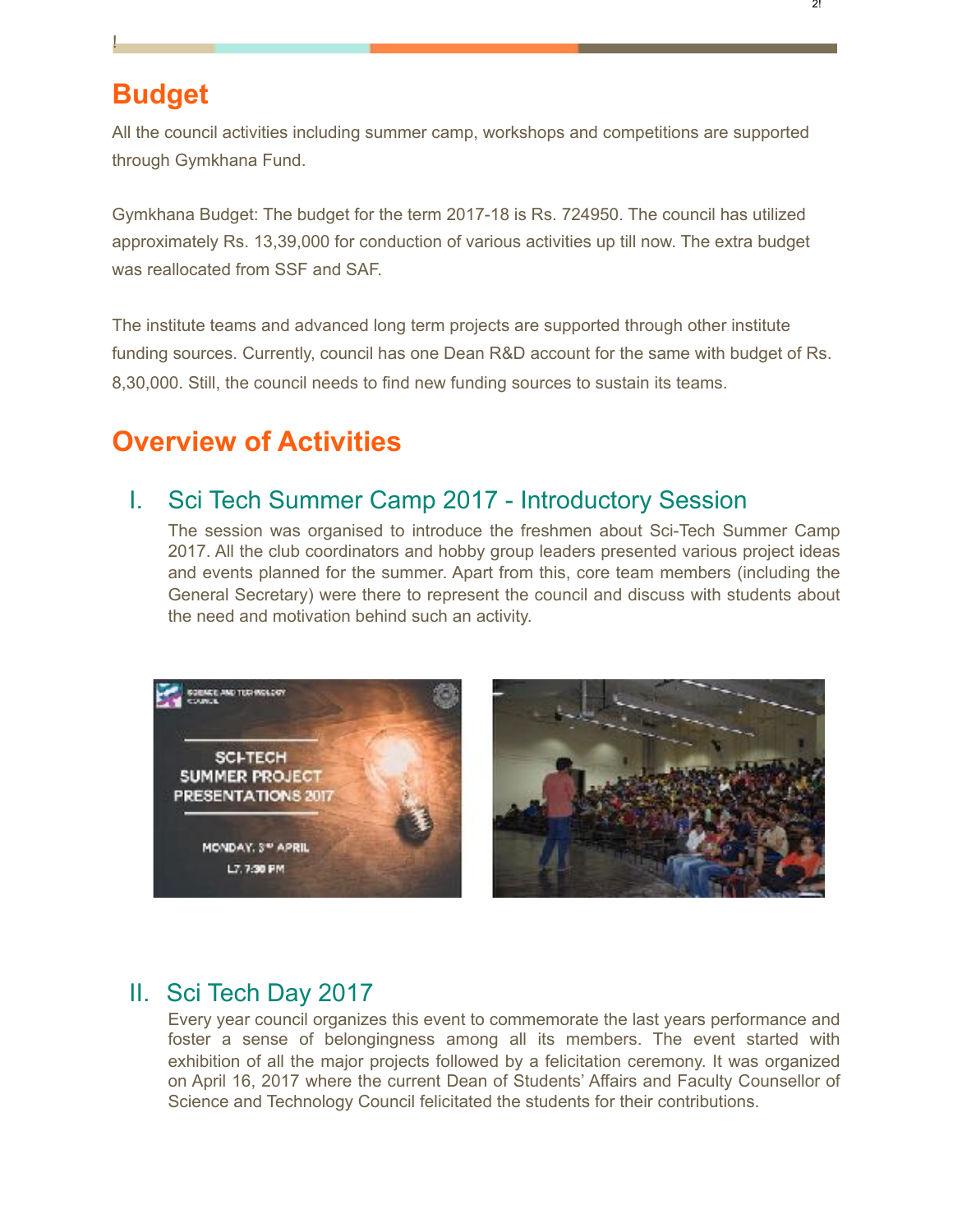## Budget

All the council activities including summer camp, workshops and competitions are supported through Gymkhana Fund.

Gymkhana Budget: The budget for the term 2017-18 is Rs. 724950. The council has utilized approximately Rs. 13,39,000 for conduction of various activities up till now. The extra budget was reallocated from SSF and SAF.

The institute teams and advanced long term projects are supported through other institute funding sources. Currently, council has one Dean R&D account for the same with budget of Rs. 8,30,000. Still, the council needs to find new funding sources to sustain its teams.

## Overview of Activities

### I. Sci Tech Summer Camp 2017 - Introductory Session

The session was organised to introduce the freshmen about Sci-Tech Summer Camp 2017. All the club coordinators and hobby group leaders presented various project ideas and events planned for the summer. Apart from this, core team members (including the General Secretary) were there to represent the council and discuss with students about the need and motivation behind such an activity.

### II. Sci Tech Day 2017

Every year council organizes this event to commemorate the last years performance and foster a sense of belongingness among all its members. The event started with exhibition of all the major projects followed by a felicitation ceremony. It was organized on April 16, 2017 where the current Dean of Students' Affairs and Faculty Counsellor of Science and Technology Council felicitated the students for their contributions.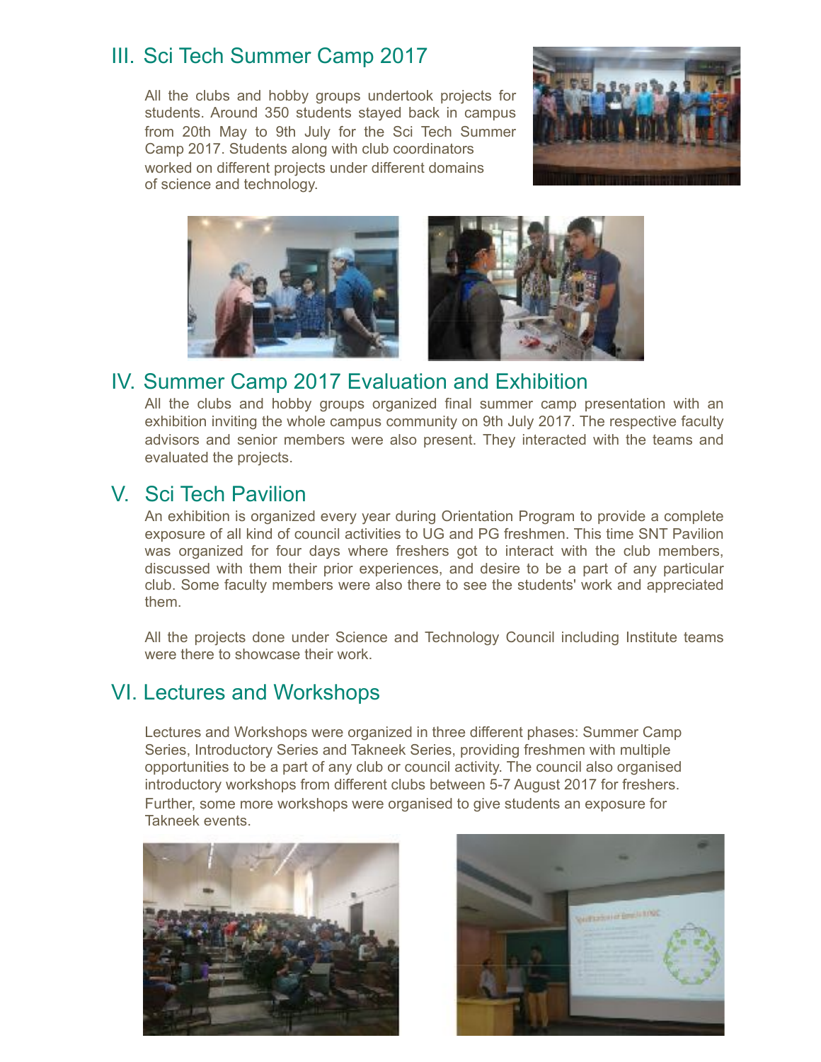## III. Sci Tech Summer Camp 2017

All the clubs and hobby groups undertook projects for students. Around 350 students stayed back in campus from 20th May to 9th July for the Sci Tech Summer Camp 2017. Students along with club coordinators worked on different projects under different domains of science and technology.

## IV. Summer Camp 2017 Evaluation and Exhibition

All the clubs and hobby groups organized final summer camp presentation with an exhibition inviting the whole campus community on 9th July 2017. The respective faculty advisors and senior members were also present. They interacted with the teams and evaluated the projects.

## V. Sci Tech Pavilion

An exhibition is organized every year during Orientation Program to provide a complete exposure of all kind of council activities to UG and PG freshmen. This time SNT Pavilion was organized for four days where freshers got to interact with the club members, discussed with them their prior experiences, and desire to be a part of any particular club. Some faculty members were also there to see the students' work and appreciated them.

All the projects done under Science and Technology Council including Institute teams were there to showcase their work.

## VI. Lectures and Workshops

Lectures and Workshops were organized in three different phases: Summer Camp Series, Introductory Series and Takneek Series, providing freshmen with multiple opportunities to be a part of any club or council activity. The council also organised introductory workshops from different clubs between 5-7 August 2017 for freshers. Further, some more workshops were organised to give students an exposure for Takneek events.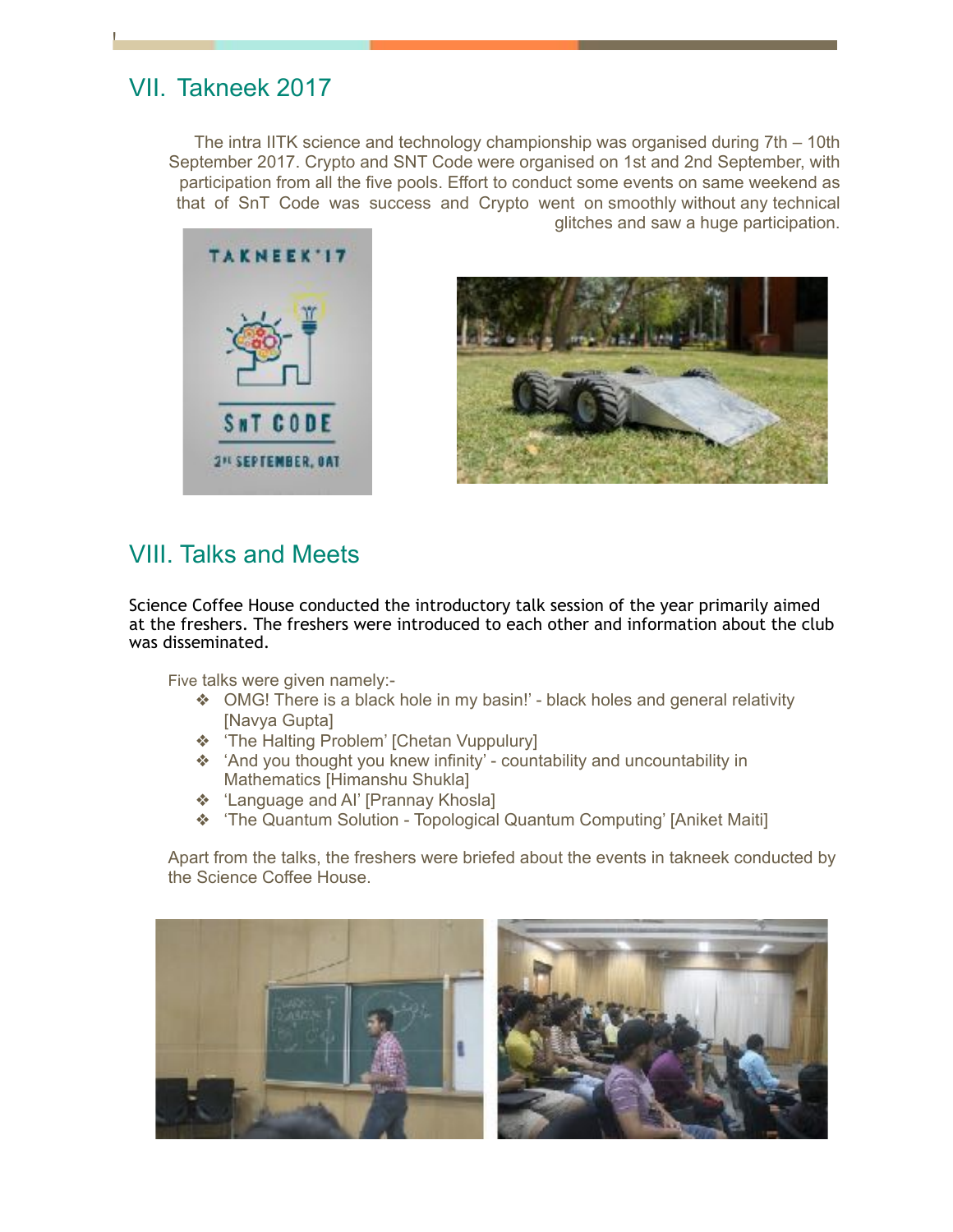## VII. Takneek 2017

The intra IITK science and technology championship was organised during 7th – 10th September 2017. Crypto and SNT Code were organised on 1st and 2nd September, with participation from all the five pools. Effort to conduct some events on same weekend as that of SnT Code was success and Crypto went on smoothly without any technical glitches and saw a huge participation.

## VIII. Talks and Meets

Science Coffee House conducted the introductory talk session of the year primarily aimed at the freshers. The freshers were introduced to each other and information about the club was disseminated.

Five talks were given namely:-

- OMG! There is a black hole in my basin!' - black holes and general relativity [Navya Gupta]
- 'The Halting Problem' [Chetan Vuppulury]
- 'And you thought you knew infinity' - countability and uncountability in Mathematics [Himanshu Shukla]
- 'Language and AI' [Prannay Khosla]
- 'The Quantum Solution - Topological Quantum Computing' [Aniket Maiti]

Apart from the talks, the freshers were briefed about the events in takneek conducted by the Science Coffee House.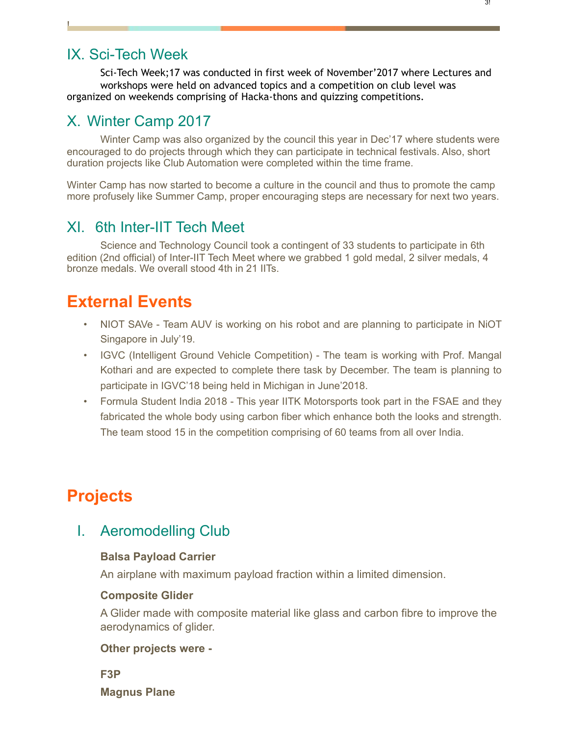## IX. Sci-Tech Week

Sci-Tech Week;17 was conducted in first week of November’2017 where Lectures and workshops were held on advanced topics and a competition on club level was organized on weekends comprising of Hacka-thons and quizzing competitions.

## X. Winter Camp 2017

Winter Camp was also organized by the council this year in Dec’17 where students were encouraged to do projects through which they can participate in technical festivals. Also, short duration projects like Club Automation were completed within the time frame.

Winter Camp has now started to become a culture in the council and thus to promote the camp more profusely like Summer Camp, proper encouraging steps are necessary for next two years.

## XI. 6th Inter-IIT Tech Meet

Science and Technology Council took a contingent of 33 students to participate in 6th edition (2nd official) of Inter-IIT Tech Meet where we grabbed 1 gold medal, 2 silver medals, 4 bronze medals. We overall stood 4th in 21 IITs.

# External Events

- NIOT SAVe - Team AUV is working on his robot and are planning to participate in NiOT Singapore in July’19.
- IGVC (Intelligent Ground Vehicle Competition) - The team is working with Prof. Mangal Kothari and are expected to complete there task by December. The team is planning to participate in IGVC’18 being held in Michigan in June’2018.
- Formula Student India 2018 - This year IITK Motorsports took part in the FSAE and they fabricated the whole body using carbon fiber which enhance both the looks and strength. The team stood 15 in the competition comprising of 60 teams from all over India.

# Projects

## I. Aeromodelling Club

**Balsa Payload Carrier**

An airplane with maximum payload fraction within a limited dimension.

**Composite Glider**

A Glider made with composite material like glass and carbon fibre to improve the aerodynamics of glider.

**Other projects were -**

**F3P**

**Magnus Plane**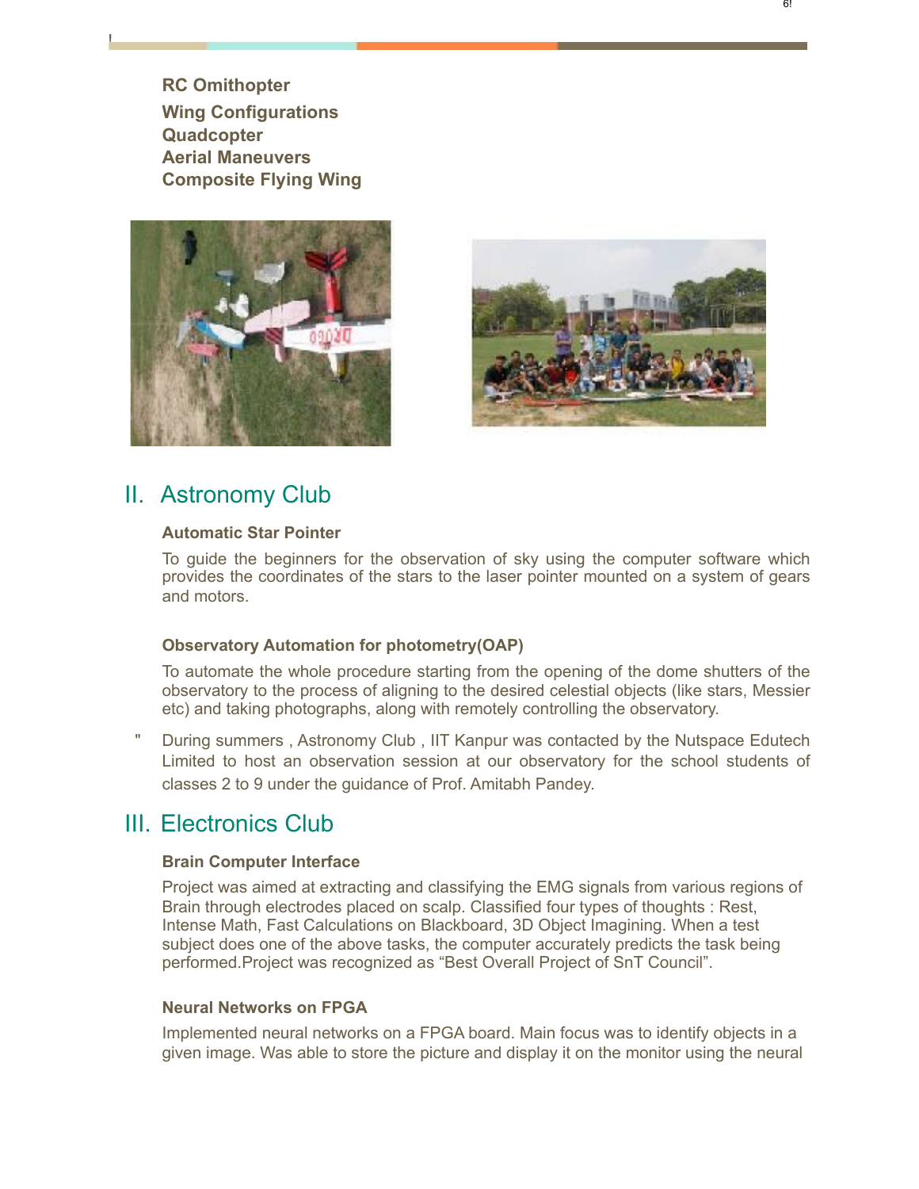**RC Omithopter**
**Wing Configurations**
**Quadcopter**
**Aerial Maneuvers**
**Composite Flying Wing**

## II. Astronomy Club

**Automatic Star Pointer**

To guide the beginners for the observation of sky using the computer software which provides the coordinates of the stars to the laser pointer mounted on a system of gears and motors.

**Observatory Automation for photometry(OAP)**

To automate the whole procedure starting from the opening of the dome shutters of the observatory to the process of aligning to the desired celestial objects (like stars, Messier etc) and taking photographs, along with remotely controlling the observatory.

- During summers , Astronomy Club , IIT Kanpur was contacted by the Nutspace Edutech Limited to host an observation session at our observatory for the school students of classes 2 to 9 under the guidance of Prof. Amitabh Pandey.

## III. Electronics Club

**Brain Computer Interface**

Project was aimed at extracting and classifying the EMG signals from various regions of Brain through electrodes placed on scalp. Classified four types of thoughts : Rest, Intense Math, Fast Calculations on Blackboard, 3D Object Imagining. When a test subject does one of the above tasks, the computer accurately predicts the task being performed.Project was recognized as "Best Overall Project of SnT Council".

**Neural Networks on FPGA**

Implemented neural networks on a FPGA board. Main focus was to identify objects in a given image. Was able to store the picture and display it on the monitor using the neural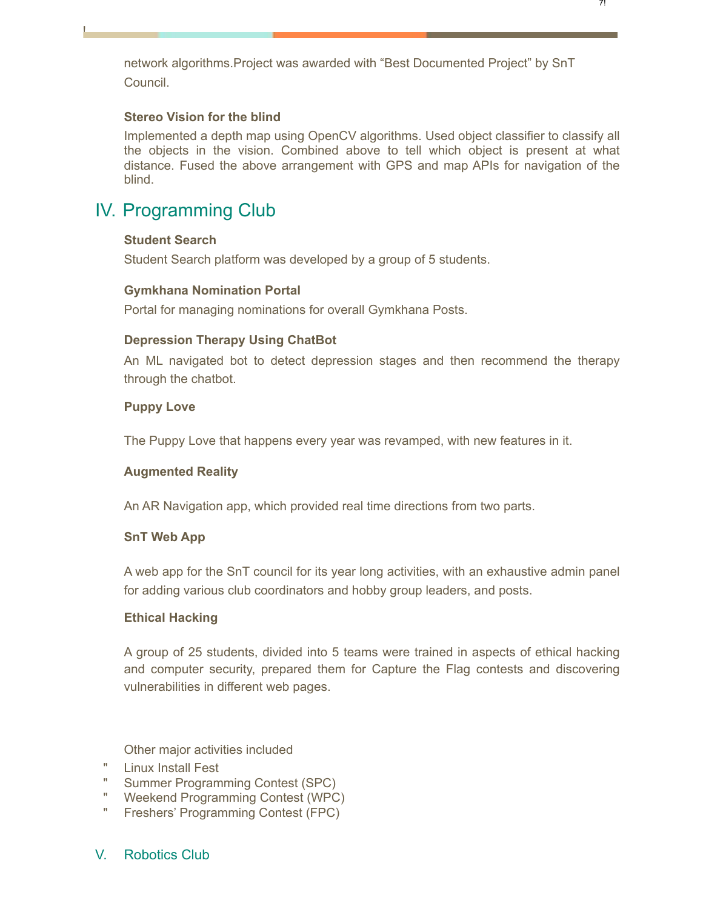network algorithms.Project was awarded with “Best Documented Project” by SnT Council.

**Stereo Vision for the blind**

Implemented a depth map using OpenCV algorithms. Used object classifier to classify all the objects in the vision. Combined above to tell which object is present at what distance. Fused the above arrangement with GPS and map APIs for navigation of the blind.

## IV. Programming Club

**Student Search**

Student Search platform was developed by a group of 5 students.

**Gymkhana Nomination Portal**

Portal for managing nominations for overall Gymkhana Posts.

**Depression Therapy Using ChatBot**

An ML navigated bot to detect depression stages and then recommend the therapy through the chatbot.

**Puppy Love**

The Puppy Love that happens every year was revamped, with new features in it.

**Augmented Reality**

An AR Navigation app, which provided real time directions from two parts.

**SnT Web App**

A web app for the SnT council for its year long activities, with an exhaustive admin panel for adding various club coordinators and hobby group leaders, and posts.

**Ethical Hacking**

A group of 25 students, divided into 5 teams were trained in aspects of ethical hacking and computer security, prepared them for Capture the Flag contests and discovering vulnerabilities in different web pages.

Other major activities included

- Linux Install Fest
- Summer Programming Contest (SPC)
- Weekend Programming Contest (WPC)
- Freshers’ Programming Contest (FPC)

## V. Robotics Club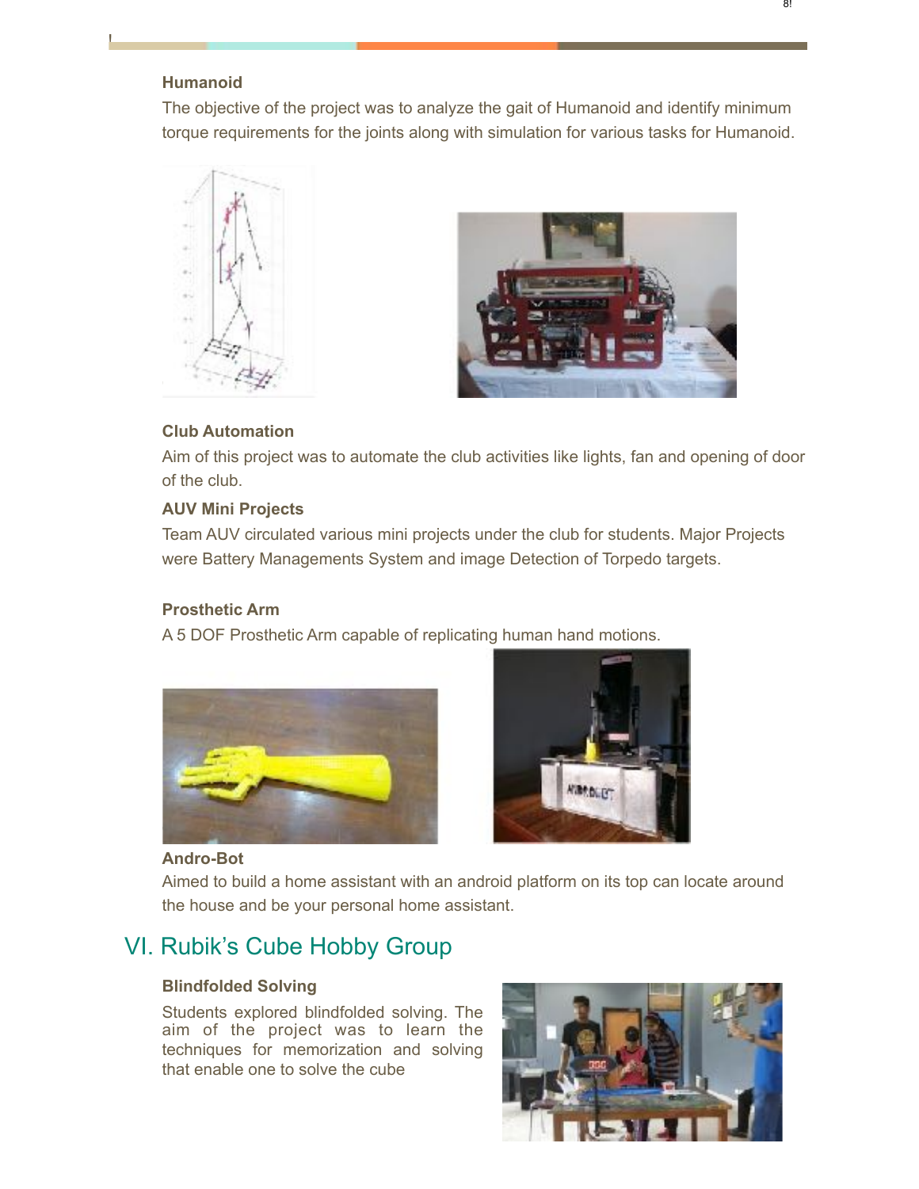### Humanoid

The objective of the project was to analyze the gait of Humanoid and identify minimum torque requirements for the joints along with simulation for various tasks for Humanoid.

### Club Automation

Aim of this project was to automate the club activities like lights, fan and opening of door of the club.

### AUV Mini Projects

Team AUV circulated various mini projects under the club for students. Major Projects were Battery Managements System and image Detection of Torpedo targets.

### Prosthetic Arm

A 5 DOF Prosthetic Arm capable of replicating human hand motions.

### Andro-Bot

Aimed to build a home assistant with an android platform on its top can locate around the house and be your personal home assistant.

## VI. Rubik's Cube Hobby Group

### Blindfolded Solving

Students explored blindfolded solving. The aim of the project was to learn the techniques for memorization and solving that enable one to solve the cube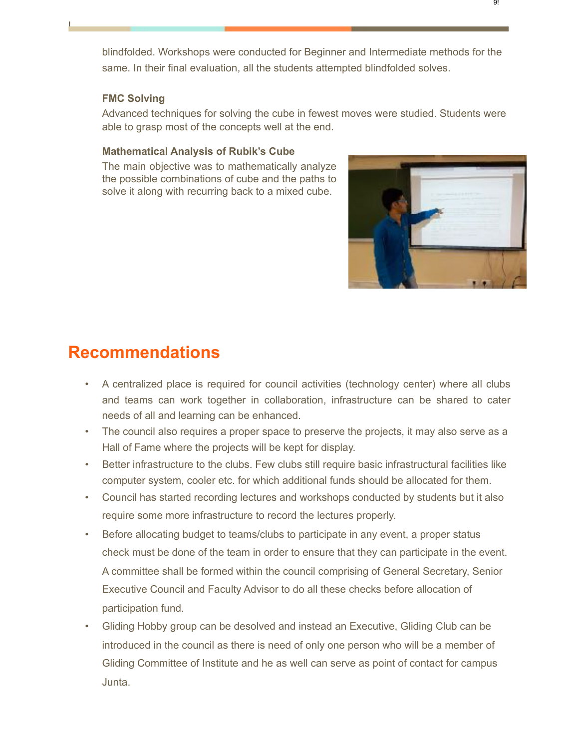blindfolded. Workshops were conducted for Beginner and Intermediate methods for the same. In their final evaluation, all the students attempted blindfolded solves.

**FMC Solving**

Advanced techniques for solving the cube in fewest moves were studied. Students were able to grasp most of the concepts well at the end.

**Mathematical Analysis of Rubik's Cube**

The main objective was to mathematically analyze the possible combinations of cube and the paths to solve it along with recurring back to a mixed cube.

## Recommendations

- A centralized place is required for council activities (technology center) where all clubs and teams can work together in collaboration, infrastructure can be shared to cater needs of all and learning can be enhanced.
- The council also requires a proper space to preserve the projects, it may also serve as a Hall of Fame where the projects will be kept for display.
- Better infrastructure to the clubs. Few clubs still require basic infrastructural facilities like computer system, cooler etc. for which additional funds should be allocated for them.
- Council has started recording lectures and workshops conducted by students but it also require some more infrastructure to record the lectures properly.
- Before allocating budget to teams/clubs to participate in any event, a proper status check must be done of the team in order to ensure that they can participate in the event. A committee shall be formed within the council comprising of General Secretary, Senior Executive Council and Faculty Advisor to do all these checks before allocation of participation fund.
- Gliding Hobby group can be desolved and instead an Executive, Gliding Club can be introduced in the council as there is need of only one person who will be a member of Gliding Committee of Institute and he as well can serve as point of contact for campus Junta.